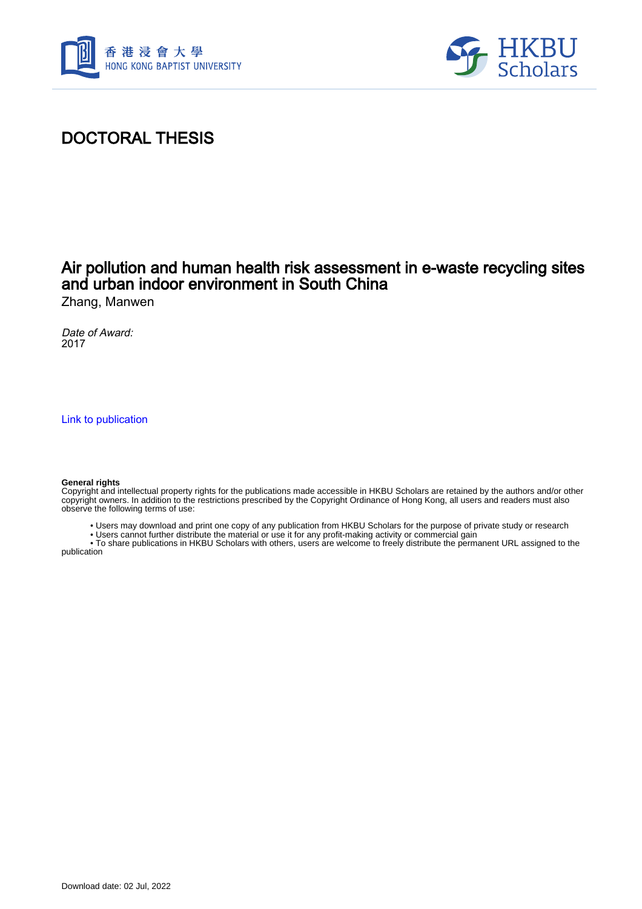# DOCTORAL THESIS

## Air pollution and human health risk assessment in e-waste recycling sites and urban indoor environment in South China

Zhang, Manwen

*Date of Award:*
2017

Link to publication

**General rights**
Copyright and intellectual property rights for the publications made accessible in HKBU Scholars are retained by the authors and/or other copyright owners. In addition to the restrictions prescribed by the Copyright Ordinance of Hong Kong, all users and readers must also observe the following terms of use:

- Users may download and print one copy of any publication from HKBU Scholars for the purpose of private study or research
- Users cannot further distribute the material or use it for any profit-making activity or commercial gain
- To share publications in HKBU Scholars with others, users are welcome to freely distribute the permanent URL assigned to the publication

Download date: 02 Jul, 2022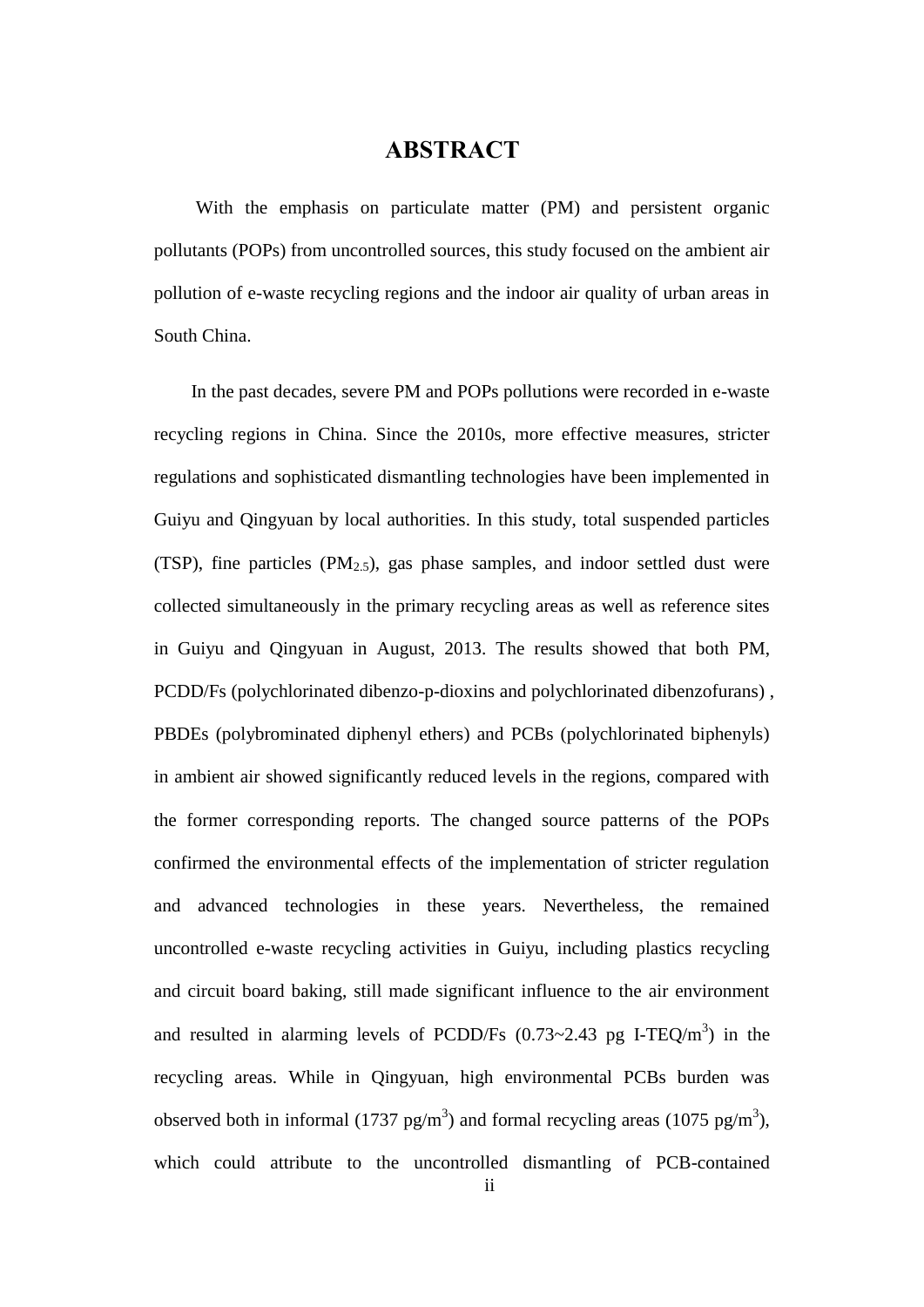# ABSTRACT

With the emphasis on particulate matter (PM) and persistent organic pollutants (POPs) from uncontrolled sources, this study focused on the ambient air pollution of e-waste recycling regions and the indoor air quality of urban areas in South China.

In the past decades, severe PM and POPs pollutions were recorded in e-waste recycling regions in China. Since the 2010s, more effective measures, stricter regulations and sophisticated dismantling technologies have been implemented in Guiyu and Qingyuan by local authorities. In this study, total suspended particles (TSP), fine particles ($PM_{2.5}$), gas phase samples, and indoor settled dust were collected simultaneously in the primary recycling areas as well as reference sites in Guiyu and Qingyuan in August, 2013. The results showed that both PM, PCDD/Fs (polychlorinated dibenzo-p-dioxins and polychlorinated dibenzofurans) , PBDEs (polybrominated diphenyl ethers) and PCBs (polychlorinated biphenyls) in ambient air showed significantly reduced levels in the regions, compared with the former corresponding reports. The changed source patterns of the POPs confirmed the environmental effects of the implementation of stricter regulation and advanced technologies in these years. Nevertheless, the remained uncontrolled e-waste recycling activities in Guiyu, including plastics recycling and circuit board baking, still made significant influence to the air environment and resulted in alarming levels of PCDD/Fs (0.73~2.43 pg I-TEQ/$m^3$) in the recycling areas. While in Qingyuan, high environmental PCBs burden was observed both in informal (1737 pg/$m^3$) and formal recycling areas (1075 pg/$m^3$), which could attribute to the uncontrolled dismantling of PCB-contained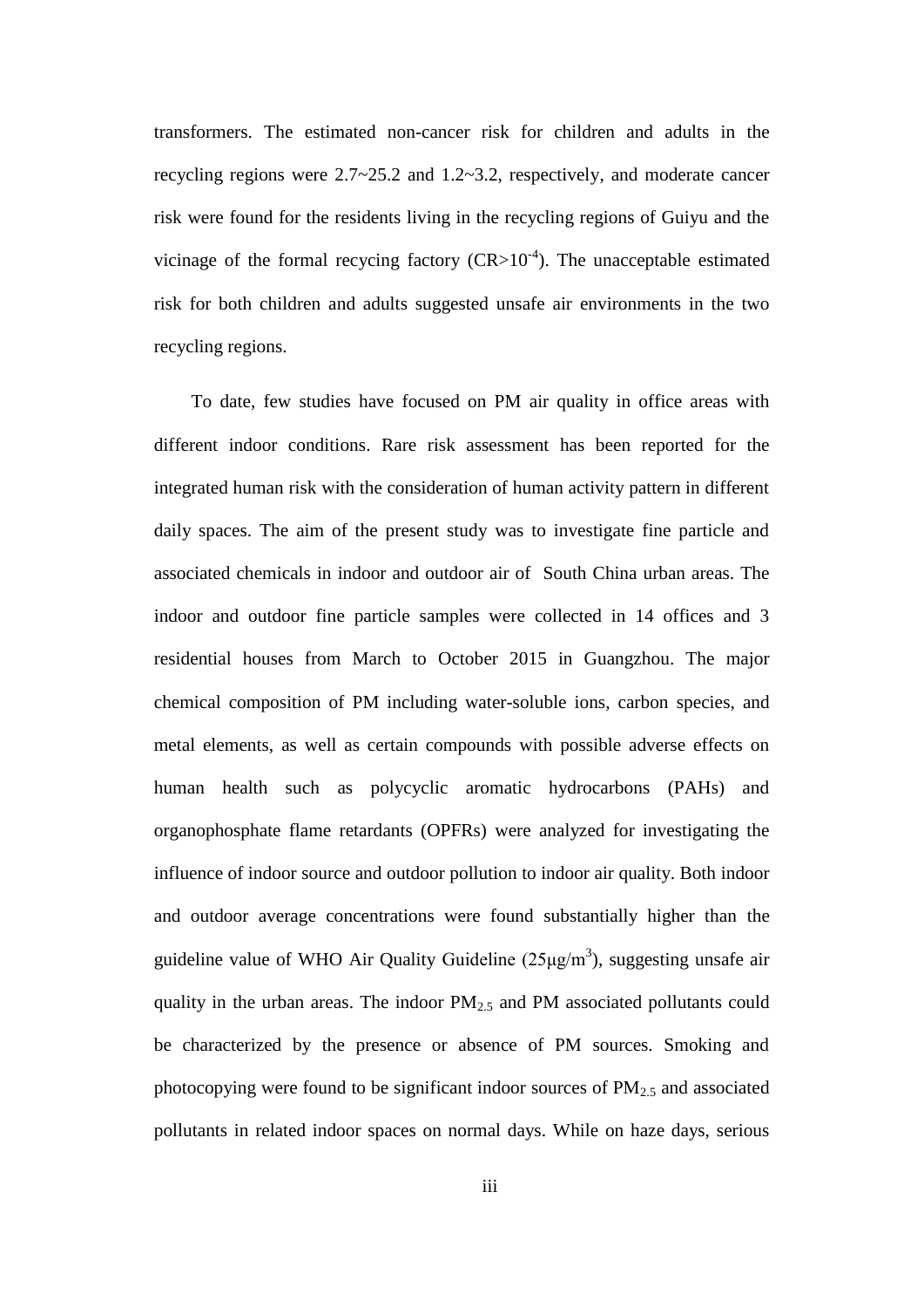transformers. The estimated non-cancer risk for children and adults in the recycling regions were 2.7~25.2 and 1.2~3.2, respectively, and moderate cancer risk were found for the residents living in the recycling regions of Guiyu and the vicinage of the formal recycing factory ($CR>10^{-4}$). The unacceptable estimated risk for both children and adults suggested unsafe air environments in the two recycling regions.

To date, few studies have focused on PM air quality in office areas with different indoor conditions. Rare risk assessment has been reported for the integrated human risk with the consideration of human activity pattern in different daily spaces. The aim of the present study was to investigate fine particle and associated chemicals in indoor and outdoor air of South China urban areas. The indoor and outdoor fine particle samples were collected in 14 offices and 3 residential houses from March to October 2015 in Guangzhou. The major chemical composition of PM including water-soluble ions, carbon species, and metal elements, as well as certain compounds with possible adverse effects on human health such as polycyclic aromatic hydrocarbons (PAHs) and organophosphate flame retardants (OPFRs) were analyzed for investigating the influence of indoor source and outdoor pollution to indoor air quality. Both indoor and outdoor average concentrations were found substantially higher than the guideline value of WHO Air Quality Guideline ($25\mu g/m^3$), suggesting unsafe air quality in the urban areas. The indoor $PM_{2.5}$ and PM associated pollutants could be characterized by the presence or absence of PM sources. Smoking and photocopying were found to be significant indoor sources of $PM_{2.5}$ and associated pollutants in related indoor spaces on normal days. While on haze days, serious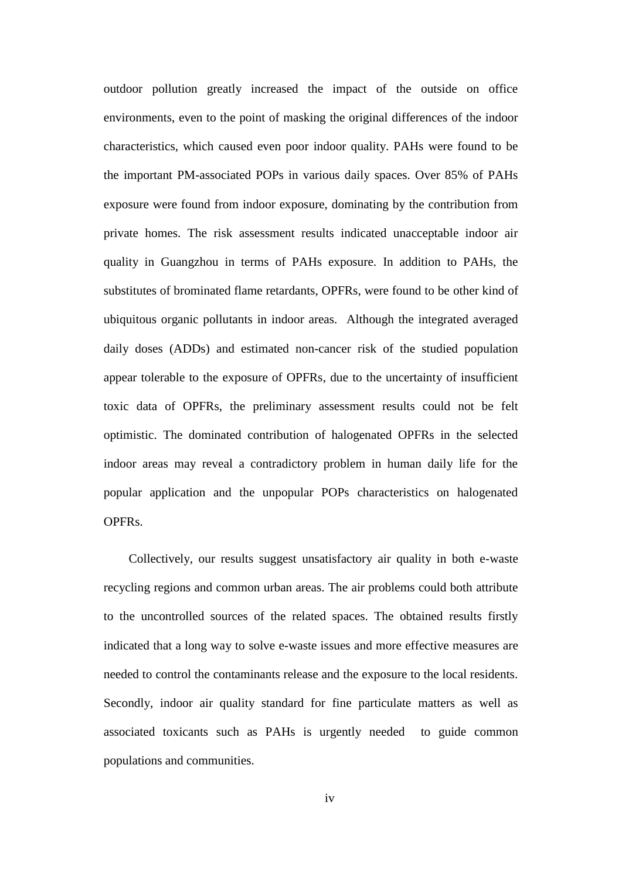outdoor pollution greatly increased the impact of the outside on office environments, even to the point of masking the original differences of the indoor characteristics, which caused even poor indoor quality. PAHs were found to be the important PM-associated POPs in various daily spaces. Over 85% of PAHs exposure were found from indoor exposure, dominating by the contribution from private homes. The risk assessment results indicated unacceptable indoor air quality in Guangzhou in terms of PAHs exposure. In addition to PAHs, the substitutes of brominated flame retardants, OPFRs, were found to be other kind of ubiquitous organic pollutants in indoor areas. Although the integrated averaged daily doses (ADDs) and estimated non-cancer risk of the studied population appear tolerable to the exposure of OPFRs, due to the uncertainty of insufficient toxic data of OPFRs, the preliminary assessment results could not be felt optimistic. The dominated contribution of halogenated OPFRs in the selected indoor areas may reveal a contradictory problem in human daily life for the popular application and the unpopular POPs characteristics on halogenated OPFRs.

Collectively, our results suggest unsatisfactory air quality in both e-waste recycling regions and common urban areas. The air problems could both attribute to the uncontrolled sources of the related spaces. The obtained results firstly indicated that a long way to solve e-waste issues and more effective measures are needed to control the contaminants release and the exposure to the local residents. Secondly, indoor air quality standard for fine particulate matters as well as associated toxicants such as PAHs is urgently needed to guide common populations and communities.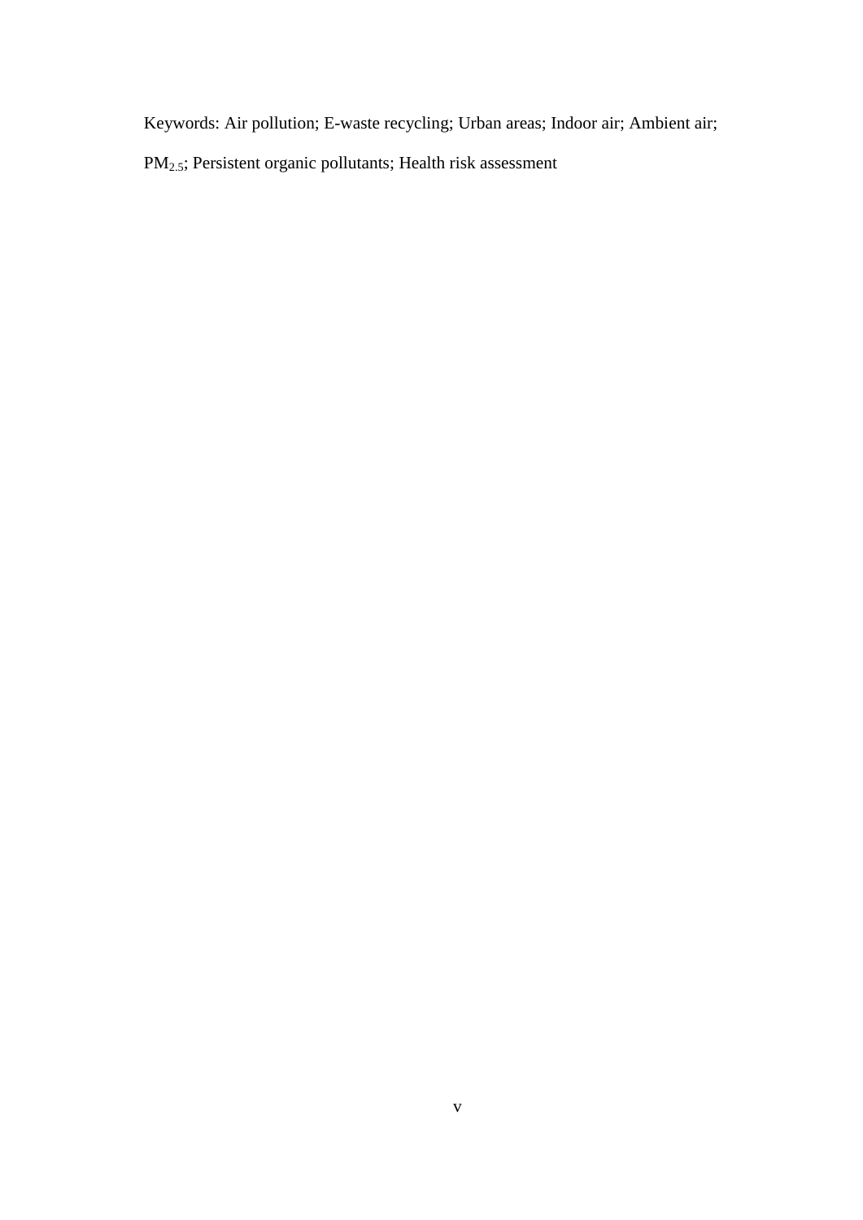Keywords: Air pollution; E-waste recycling; Urban areas; Indoor air; Ambient air; $PM_{2.5}$; Persistent organic pollutants; Health risk assessment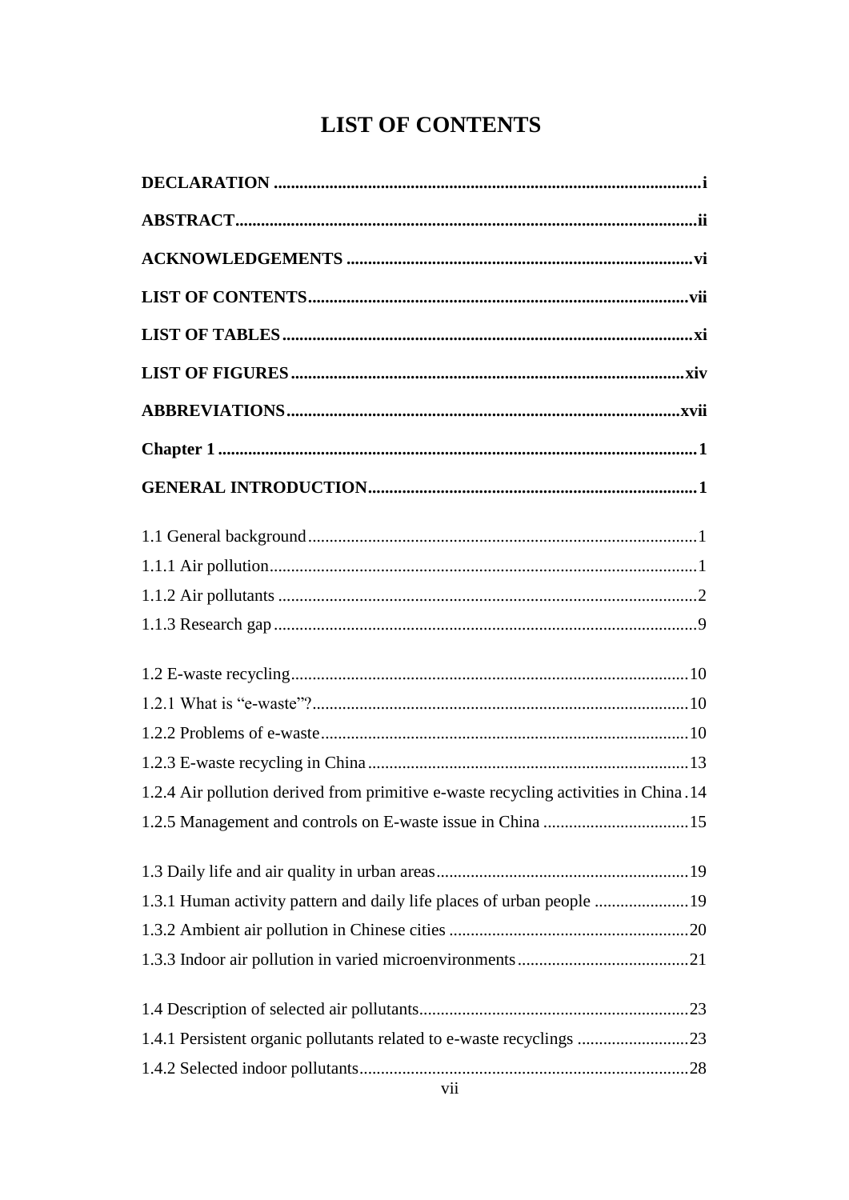# LIST OF CONTENTS

**DECLARATION .................................................................................................i**

**ABSTRACT.......................................................................................................ii**

**ACKNOWLEDGEMENTS ..............................................................................vi**

**LIST OF CONTENTS.......................................................................................vii**

**LIST OF TABLES .............................................................................................xi**

**LIST OF FIGURES ..........................................................................................xiv**

**ABBREVIATIONS...........................................................................................xvii**

**Chapter 1 ..........................................................................................................1**

**GENERAL INTRODUCTION..........................................................................1**

1.1 General background.........................................................................................1
1.1.1 Air pollution...................................................................................................1
1.1.2 Air pollutants .................................................................................................2
1.1.3 Research gap ..................................................................................................9

1.2 E-waste recycling............................................................................................10
1.2.1 What is "e-waste"?........................................................................................10
1.2.2 Problems of e-waste......................................................................................10
1.2.3 E-waste recycling in China ...........................................................................13
1.2.4 Air pollution derived from primitive e-waste recycling activities in China .14
1.2.5 Management and controls on E-waste issue in China ..................................15

1.3 Daily life and air quality in urban areas..........................................................19
1.3.1 Human activity pattern and daily life places of urban people ......................19
1.3.2 Ambient air pollution in Chinese cities ........................................................20
1.3.3 Indoor air pollution in varied microenvironments........................................21

1.4 Description of selected air pollutants..............................................................23
1.4.1 Persistent organic pollutants related to e-waste recyclings ..........................23
1.4.2 Selected indoor pollutants.............................................................................28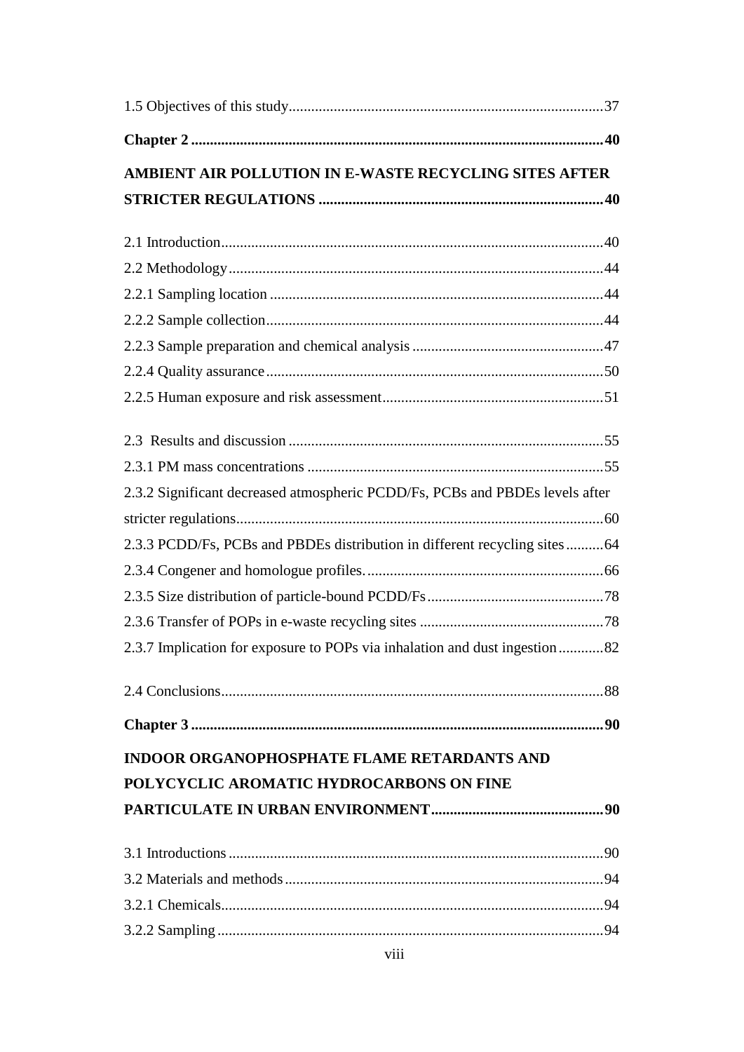1.5 Objectives of this study....................................................................................37

**Chapter 2 .............................................................................................................40**

**AMBIENT AIR POLLUTION IN E-WASTE RECYCLING SITES AFTER STRICTER REGULATIONS ............................................................................40**

2.1 Introduction......................................................................................................40

2.2 Methodology....................................................................................................44

2.2.1 Sampling location .........................................................................................44

2.2.2 Sample collection..........................................................................................44

2.2.3 Sample preparation and chemical analysis ...................................................47

2.2.4 Quality assurance ..........................................................................................50

2.2.5 Human exposure and risk assessment...........................................................51

2.3 Results and discussion ....................................................................................55

2.3.1 PM mass concentrations ...............................................................................55

2.3.2 Significant decreased atmospheric PCDD/Fs, PCBs and PBDEs levels after stricter regulations.................................................................................................60

2.3.3 PCDD/Fs, PCBs and PBDEs distribution in different recycling sites ..........64

2.3.4 Congener and homologue profiles.................................................................66

2.3.5 Size distribution of particle-bound PCDD/Fs...............................................78

2.3.6 Transfer of POPs in e-waste recycling sites .................................................78

2.3.7 Implication for exposure to POPs via inhalation and dust ingestion ............82

2.4 Conclusions......................................................................................................88

**Chapter 3 .............................................................................................................90**

**INDOOR ORGANOPHOSPHATE FLAME RETARDANTS AND POLYCYCLIC AROMATIC HYDROCARBONS ON FINE PARTICULATE IN URBAN ENVIRONMENT..............................................90**

3.1 Introductions....................................................................................................90

3.2 Materials and methods.....................................................................................94

3.2.1 Chemicals......................................................................................................94

3.2.2 Sampling.......................................................................................................94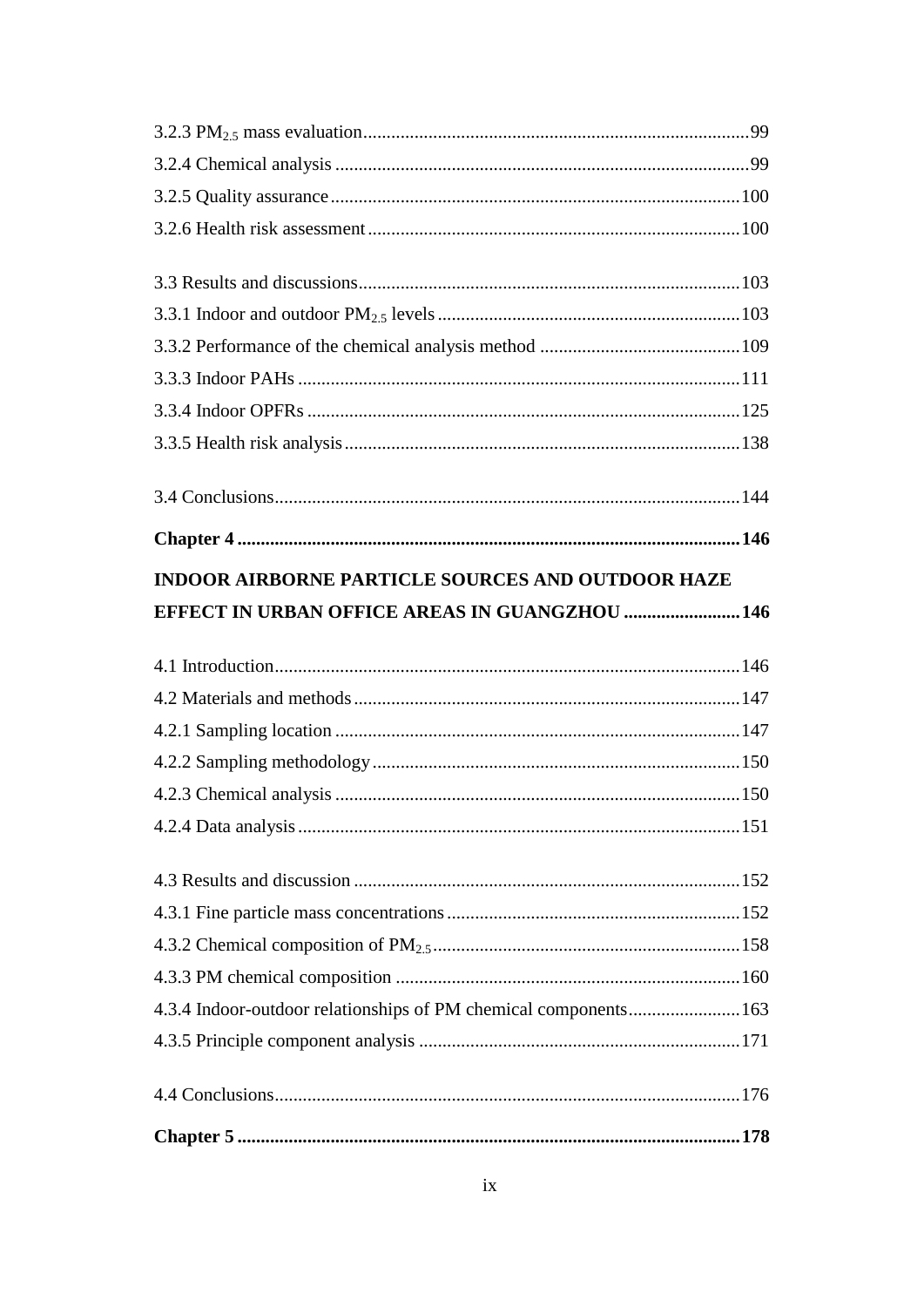3.2.3 $PM_{2.5}$ mass evaluation....99
3.2.4 Chemical analysis....99
3.2.5 Quality assurance....100
3.2.6 Health risk assessment....100

3.3 Results and discussions....103
3.3.1 Indoor and outdoor $PM_{2.5}$ levels....103
3.3.2 Performance of the chemical analysis method....109
3.3.3 Indoor PAHs....111
3.3.4 Indoor OPFRs....125
3.3.5 Health risk analysis....138

3.4 Conclusions....144

**Chapter 4....146**

**INDOOR AIRBORNE PARTICLE SOURCES AND OUTDOOR HAZE EFFECT IN URBAN OFFICE AREAS IN GUANGZHOU....146**

4.1 Introduction....146
4.2 Materials and methods....147
4.2.1 Sampling location....147
4.2.2 Sampling methodology....150
4.2.3 Chemical analysis....150
4.2.4 Data analysis....151

4.3 Results and discussion....152
4.3.1 Fine particle mass concentrations....152
4.3.2 Chemical composition of $PM_{2.5}$....158
4.3.3 PM chemical composition....160
4.3.4 Indoor-outdoor relationships of PM chemical components....163
4.3.5 Principle component analysis....171

4.4 Conclusions....176

**Chapter 5....178**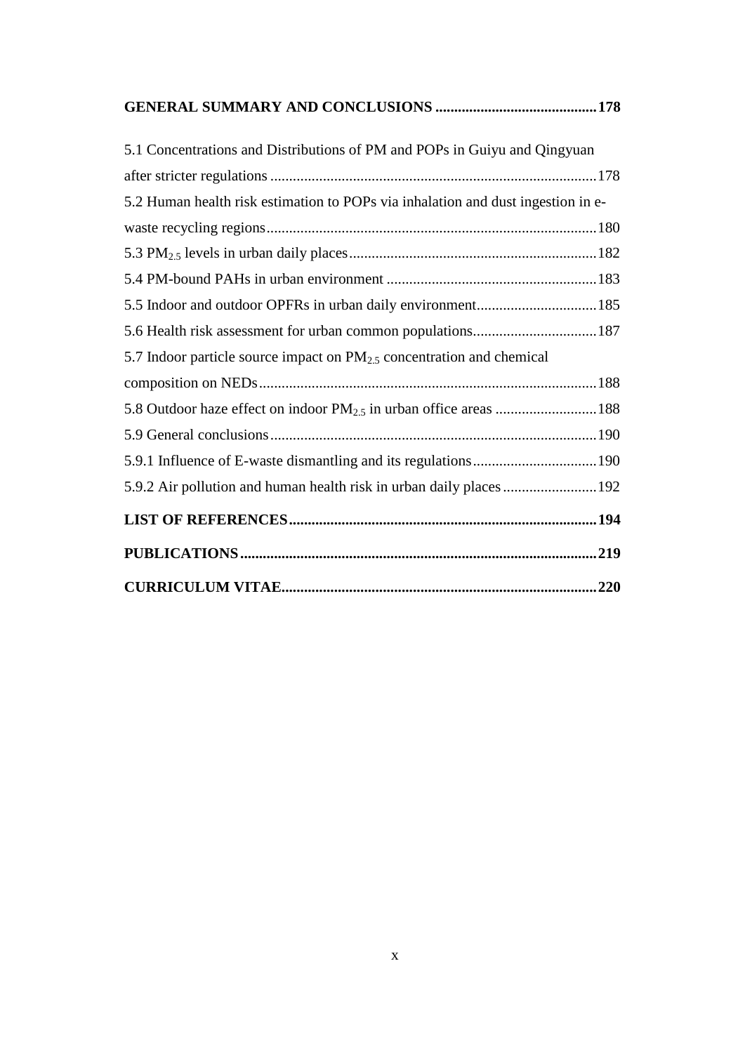**GENERAL SUMMARY AND CONCLUSIONS .......................................... 178**

5.1 Concentrations and Distributions of PM and POPs in Guiyu and Qingyuan after stricter regulations ...................................................................................... 178

5.2 Human health risk estimation to POPs via inhalation and dust ingestion in e-waste recycling regions....................................................................................... 180

5.3 $PM_{2.5}$ levels in urban daily places................................................................. 182

5.4 PM-bound PAHs in urban environment ........................................................ 183

5.5 Indoor and outdoor OPFRs in urban daily environment................................ 185

5.6 Health risk assessment for urban common populations................................. 187

5.7 Indoor particle source impact on $PM_{2.5}$ concentration and chemical composition on NEDs......................................................................................... 188

5.8 Outdoor haze effect on indoor $PM_{2.5}$ in urban office areas ........................... 188

5.9 General conclusions...................................................................................... 190

5.9.1 Influence of E-waste dismantling and its regulations................................. 190

5.9.2 Air pollution and human health risk in urban daily places......................... 192

**LIST OF REFERENCES................................................................................. 194**

**PUBLICATIONS.............................................................................................. 219**

**CURRICULUM VITAE................................................................................... 220**